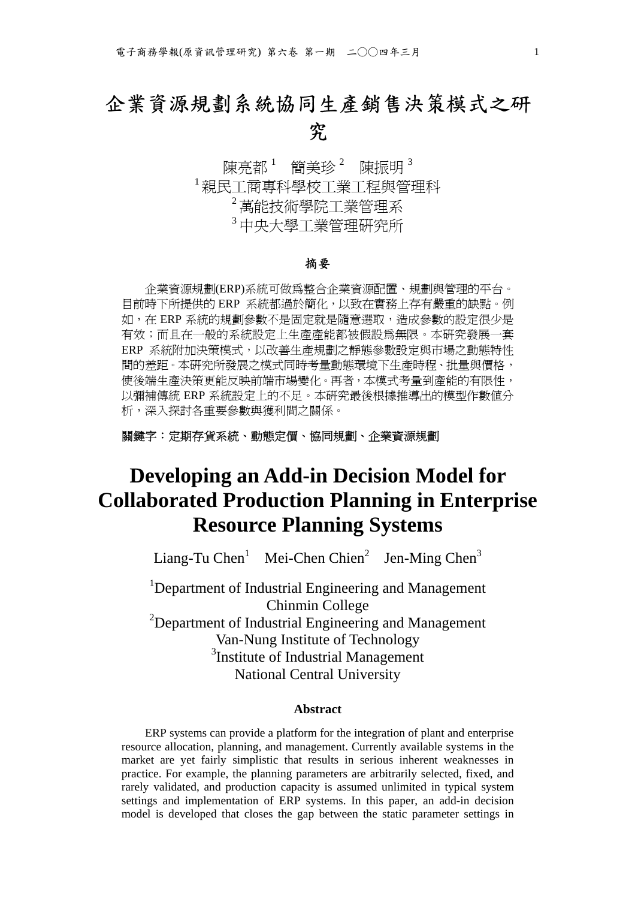# 企業資源規劃系統協同生產銷售決策模式之研究

陳亮都 [1]　簡美珍 [2]　陳振明 [3]

[1] 親民工商專科學校工業工程與管理科

[2] 萬能技術學院工業管理系

[3] 中央大學工業管理研究所

### 摘要

企業資源規劃(ERP)系統可做爲整合企業資源配置、規劃與管理的平台。目前時下所提供的 ERP 系統都過於簡化，以致在實務上存有嚴重的缺點。例如，在 ERP 系統的規劃參數不是固定就是隨意選取，造成參數的設定很少是有效；而且在一般的系統設定上生產產能都被假設爲無限。本研究發展一套 ERP 系統附加決策模式，以改善生產規劃之靜態參數設定與市場之動態特性間的差距。本研究所發展之模式同時考量動態環境下生產時程、批量與價格，使後端生產決策更能反映前端市場變化。再者，本模式考量到產能的有限性，以彌補傳統 ERP 系統設定上的不足。本研究最後根據推導出的模型作數值分析，深入探討各重要參數與獲利間之關係。

**關鍵字：定期存貨系統、動態定價、協同規劃、企業資源規劃**

# Developing an Add-in Decision Model for Collaborated Production Planning in Enterprise Resource Planning Systems

Liang-Tu Chen[1]　Mei-Chen Chien[2]　Jen-Ming Chen[3]

[1]Department of Industrial Engineering and Management
Chinmin College

[2]Department of Industrial Engineering and Management
Van-Nung Institute of Technology

[3]Institute of Industrial Management
National Central University

### Abstract

ERP systems can provide a platform for the integration of plant and enterprise resource allocation, planning, and management. Currently available systems in the market are yet fairly simplistic that results in serious inherent weaknesses in practice. For example, the planning parameters are arbitrarily selected, fixed, and rarely validated, and production capacity is assumed unlimited in typical system settings and implementation of ERP systems. In this paper, an add-in decision model is developed that closes the gap between the static parameter settings in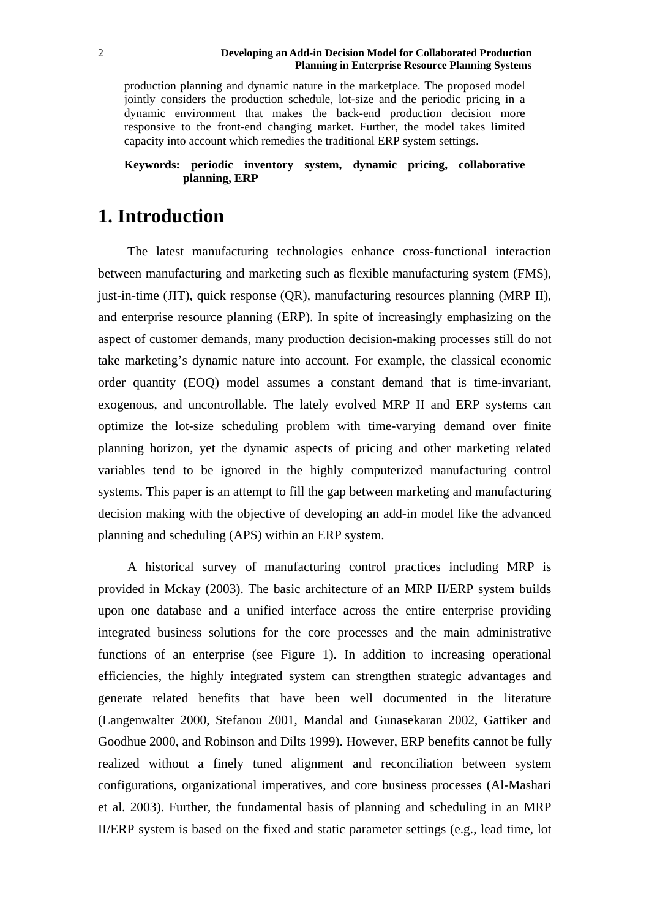production planning and dynamic nature in the marketplace. The proposed model jointly considers the production schedule, lot-size and the periodic pricing in a dynamic environment that makes the back-end production decision more responsive to the front-end changing market. Further, the model takes limited capacity into account which remedies the traditional ERP system settings.

**Keywords: periodic inventory system, dynamic pricing, collaborative planning, ERP**

# 1. Introduction

The latest manufacturing technologies enhance cross-functional interaction between manufacturing and marketing such as flexible manufacturing system (FMS), just-in-time (JIT), quick response (QR), manufacturing resources planning (MRP II), and enterprise resource planning (ERP). In spite of increasingly emphasizing on the aspect of customer demands, many production decision-making processes still do not take marketing's dynamic nature into account. For example, the classical economic order quantity (EOQ) model assumes a constant demand that is time-invariant, exogenous, and uncontrollable. The lately evolved MRP II and ERP systems can optimize the lot-size scheduling problem with time-varying demand over finite planning horizon, yet the dynamic aspects of pricing and other marketing related variables tend to be ignored in the highly computerized manufacturing control systems. This paper is an attempt to fill the gap between marketing and manufacturing decision making with the objective of developing an add-in model like the advanced planning and scheduling (APS) within an ERP system.

A historical survey of manufacturing control practices including MRP is provided in Mckay (2003). The basic architecture of an MRP II/ERP system builds upon one database and a unified interface across the entire enterprise providing integrated business solutions for the core processes and the main administrative functions of an enterprise (see Figure 1). In addition to increasing operational efficiencies, the highly integrated system can strengthen strategic advantages and generate related benefits that have been well documented in the literature (Langenwalter 2000, Stefanou 2001, Mandal and Gunasekaran 2002, Gattiker and Goodhue 2000, and Robinson and Dilts 1999). However, ERP benefits cannot be fully realized without a finely tuned alignment and reconciliation between system configurations, organizational imperatives, and core business processes (Al-Mashari et al. 2003). Further, the fundamental basis of planning and scheduling in an MRP II/ERP system is based on the fixed and static parameter settings (e.g., lead time, lot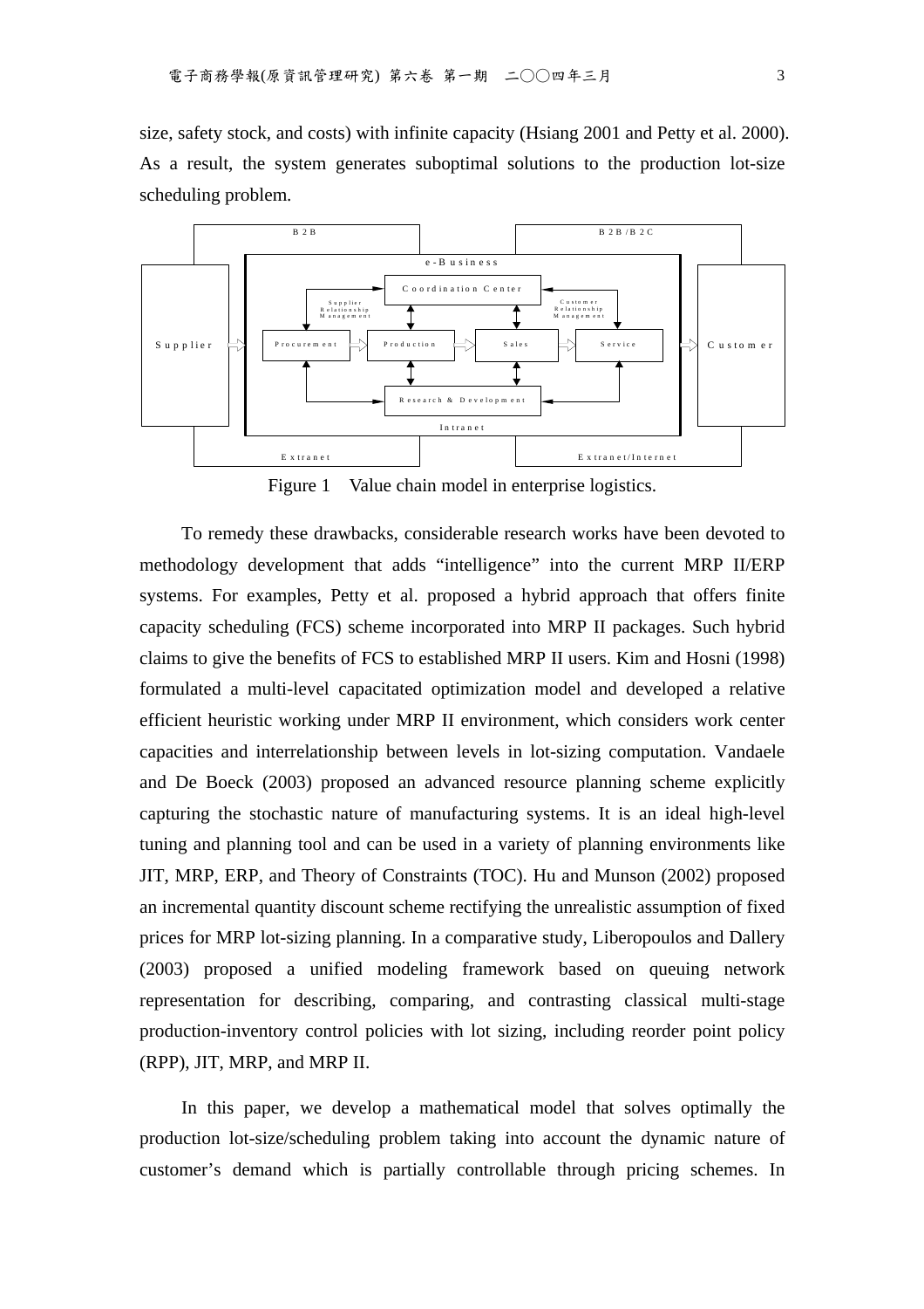size, safety stock, and costs) with infinite capacity (Hsiang 2001 and Petty et al. 2000). As a result, the system generates suboptimal solutions to the production lot-size scheduling problem.

Figure 1 Value chain model in enterprise logistics.

To remedy these drawbacks, considerable research works have been devoted to methodology development that adds "intelligence" into the current MRP II/ERP systems. For examples, Petty et al. proposed a hybrid approach that offers finite capacity scheduling (FCS) scheme incorporated into MRP II packages. Such hybrid claims to give the benefits of FCS to established MRP II users. Kim and Hosni (1998) formulated a multi-level capacitated optimization model and developed a relative efficient heuristic working under MRP II environment, which considers work center capacities and interrelationship between levels in lot-sizing computation. Vandaele and De Boeck (2003) proposed an advanced resource planning scheme explicitly capturing the stochastic nature of manufacturing systems. It is an ideal high-level tuning and planning tool and can be used in a variety of planning environments like JIT, MRP, ERP, and Theory of Constraints (TOC). Hu and Munson (2002) proposed an incremental quantity discount scheme rectifying the unrealistic assumption of fixed prices for MRP lot-sizing planning. In a comparative study, Liberopoulos and Dallery (2003) proposed a unified modeling framework based on queuing network representation for describing, comparing, and contrasting classical multi-stage production-inventory control policies with lot sizing, including reorder point policy (RPP), JIT, MRP, and MRP II.

In this paper, we develop a mathematical model that solves optimally the production lot-size/scheduling problem taking into account the dynamic nature of customer's demand which is partially controllable through pricing schemes. In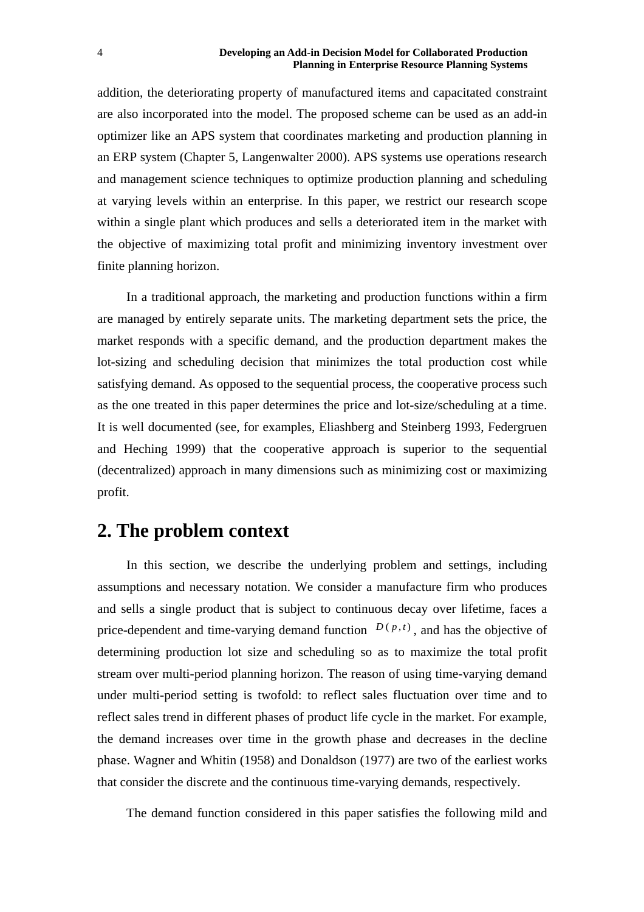addition, the deteriorating property of manufactured items and capacitated constraint are also incorporated into the model. The proposed scheme can be used as an add-in optimizer like an APS system that coordinates marketing and production planning in an ERP system (Chapter 5, Langenwalter 2000). APS systems use operations research and management science techniques to optimize production planning and scheduling at varying levels within an enterprise. In this paper, we restrict our research scope within a single plant which produces and sells a deteriorated item in the market with the objective of maximizing total profit and minimizing inventory investment over finite planning horizon.

In a traditional approach, the marketing and production functions within a firm are managed by entirely separate units. The marketing department sets the price, the market responds with a specific demand, and the production department makes the lot-sizing and scheduling decision that minimizes the total production cost while satisfying demand. As opposed to the sequential process, the cooperative process such as the one treated in this paper determines the price and lot-size/scheduling at a time. It is well documented (see, for examples, Eliashberg and Steinberg 1993, Federgruen and Heching 1999) that the cooperative approach is superior to the sequential (decentralized) approach in many dimensions such as minimizing cost or maximizing profit.

## 2. The problem context

In this section, we describe the underlying problem and settings, including assumptions and necessary notation. We consider a manufacture firm who produces and sells a single product that is subject to continuous decay over lifetime, faces a price-dependent and time-varying demand function $D(p,t)$, and has the objective of determining production lot size and scheduling so as to maximize the total profit stream over multi-period planning horizon. The reason of using time-varying demand under multi-period setting is twofold: to reflect sales fluctuation over time and to reflect sales trend in different phases of product life cycle in the market. For example, the demand increases over time in the growth phase and decreases in the decline phase. Wagner and Whitin (1958) and Donaldson (1977) are two of the earliest works that consider the discrete and the continuous time-varying demands, respectively.

The demand function considered in this paper satisfies the following mild and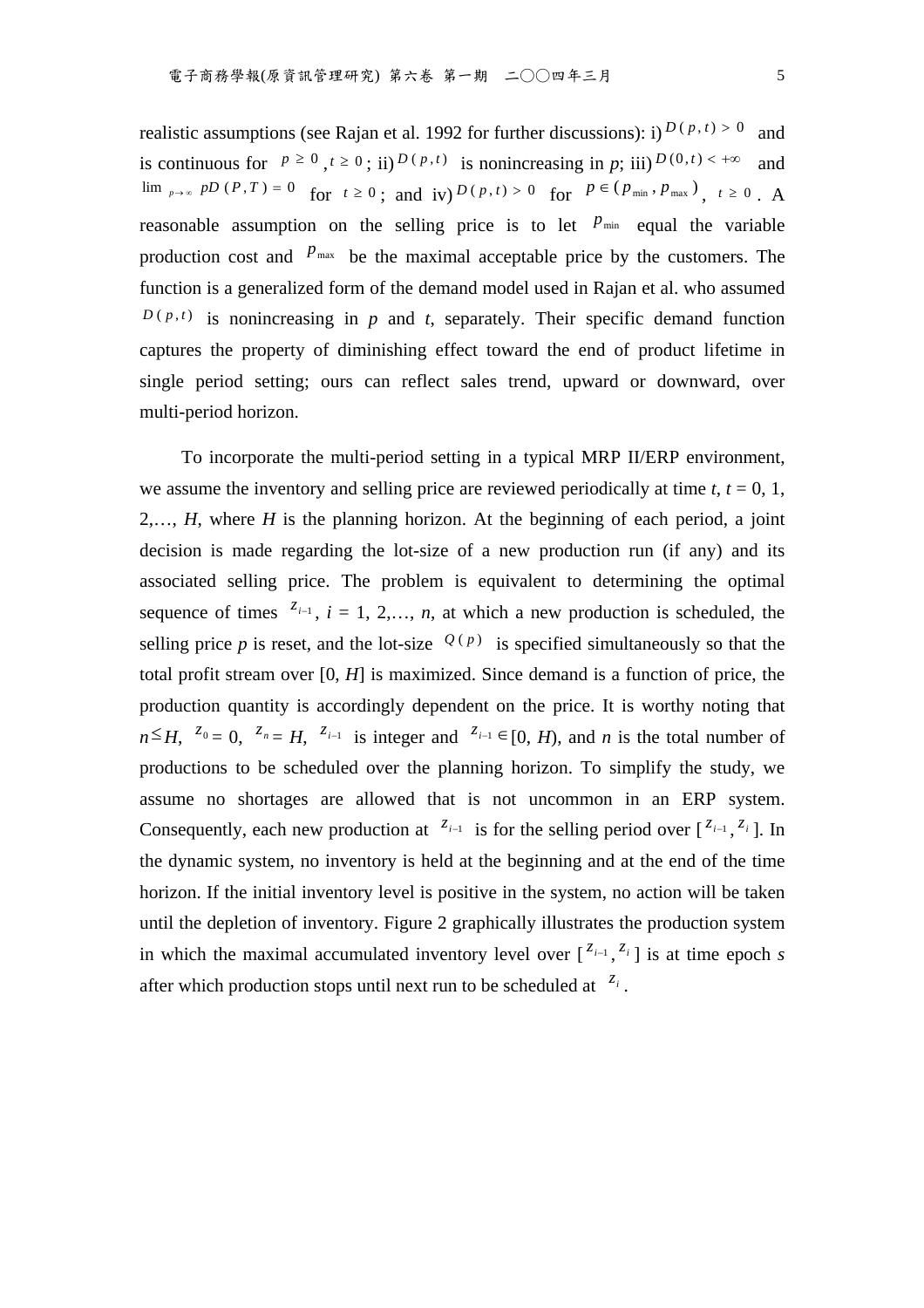realistic assumptions (see Rajan et al. 1992 for further discussions): i) $D(p,t) > 0$ and is continuous for $p \geq 0$, $t \geq 0$; ii) $D(p,t)$ is nonincreasing in *p*; iii) $D(0,t) < +\infty$ and $\lim_{p \to \infty} pD(P,T) = 0$ for $t \geq 0$; and iv) $D(p,t) > 0$ for $p \in (p_{\min}, p_{\max})$, $t \geq 0$. A reasonable assumption on the selling price is to let $p_{\min}$ equal the variable production cost and $p_{\max}$ be the maximal acceptable price by the customers. The function is a generalized form of the demand model used in Rajan et al. who assumed $D(p,t)$ is nonincreasing in *p* and *t*, separately. Their specific demand function captures the property of diminishing effect toward the end of product lifetime in single period setting; ours can reflect sales trend, upward or downward, over multi-period horizon.

To incorporate the multi-period setting in a typical MRP II/ERP environment, we assume the inventory and selling price are reviewed periodically at time *t*, *t* = 0, 1, 2,…, *H*, where *H* is the planning horizon. At the beginning of each period, a joint decision is made regarding the lot-size of a new production run (if any) and its associated selling price. The problem is equivalent to determining the optimal sequence of times $z_{i-1}$, *i* = 1, 2,…, *n*, at which a new production is scheduled, the selling price *p* is reset, and the lot-size $Q(p)$ is specified simultaneously so that the total profit stream over [0, *H*] is maximized. Since demand is a function of price, the production quantity is accordingly dependent on the price. It is worthy noting that $n \leq H$, $z_0 = 0$, $z_n = H$, $z_{i-1}$ is integer and $z_{i-1} \in [0, H)$, and *n* is the total number of productions to be scheduled over the planning horizon. To simplify the study, we assume no shortages are allowed that is not uncommon in an ERP system. Consequently, each new production at $z_{i-1}$ is for the selling period over $[z_{i-1}, z_i]$. In the dynamic system, no inventory is held at the beginning and at the end of the time horizon. If the initial inventory level is positive in the system, no action will be taken until the depletion of inventory. Figure 2 graphically illustrates the production system in which the maximal accumulated inventory level over $[z_{i-1}, z_i]$ is at time epoch *s* after which production stops until next run to be scheduled at $z_i$.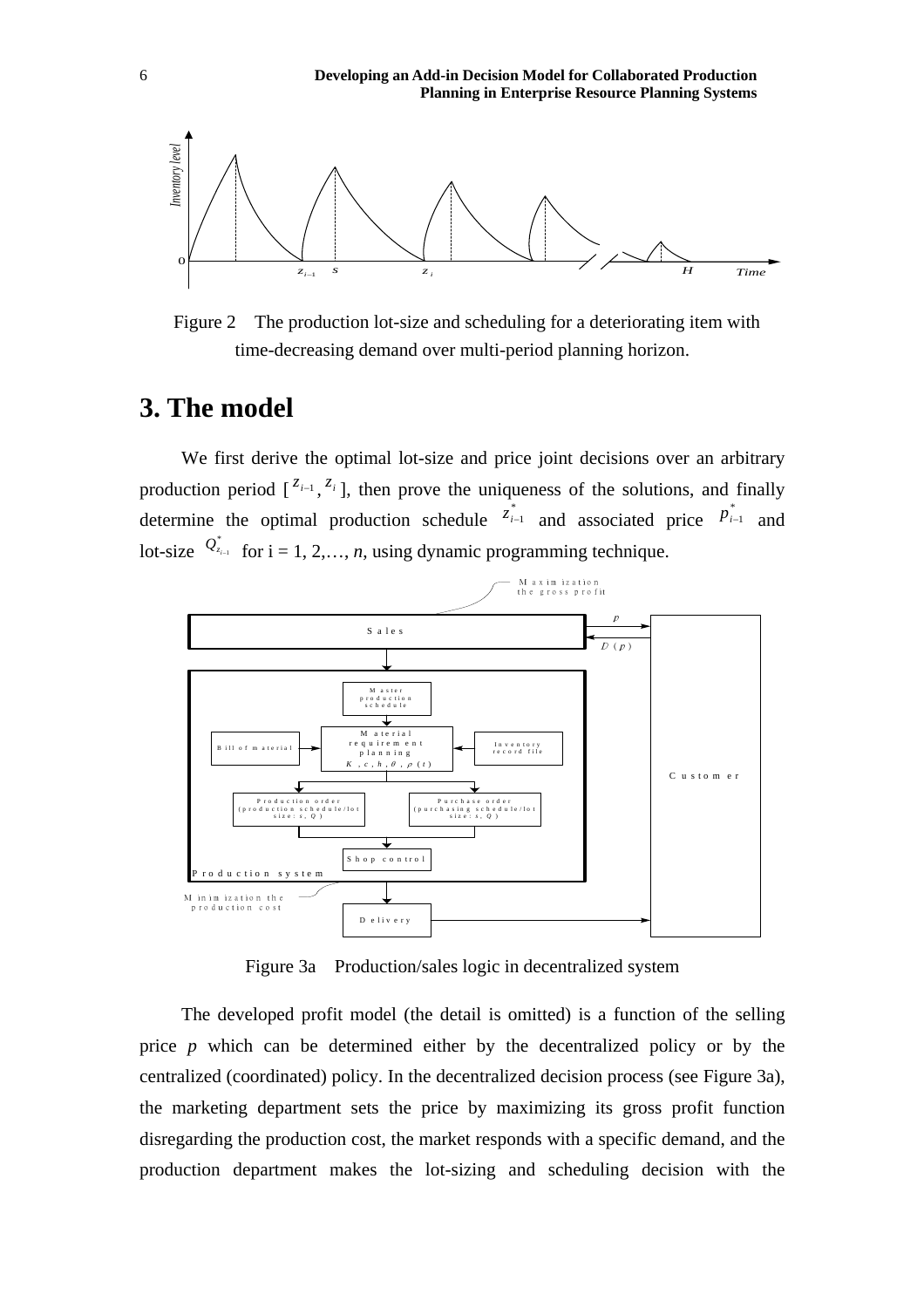Figure 2  The production lot-size and scheduling for a deteriorating item with time-decreasing demand over multi-period planning horizon.

# 3. The model

We first derive the optimal lot-size and price joint decisions over an arbitrary production period [ $z_{i-1}$, $z_i$ ], then prove the uniqueness of the solutions, and finally determine the optimal production schedule $z_{i-1}^*$ and associated price $p_{i-1}^*$ and lot-size $Q_{z_{i-1}}^*$ for i = 1, 2,…, *n*, using dynamic programming technique.

Figure 3a  Production/sales logic in decentralized system

The developed profit model (the detail is omitted) is a function of the selling price *p* which can be determined either by the decentralized policy or by the centralized (coordinated) policy. In the decentralized decision process (see Figure 3a), the marketing department sets the price by maximizing its gross profit function disregarding the production cost, the market responds with a specific demand, and the production department makes the lot-sizing and scheduling decision with the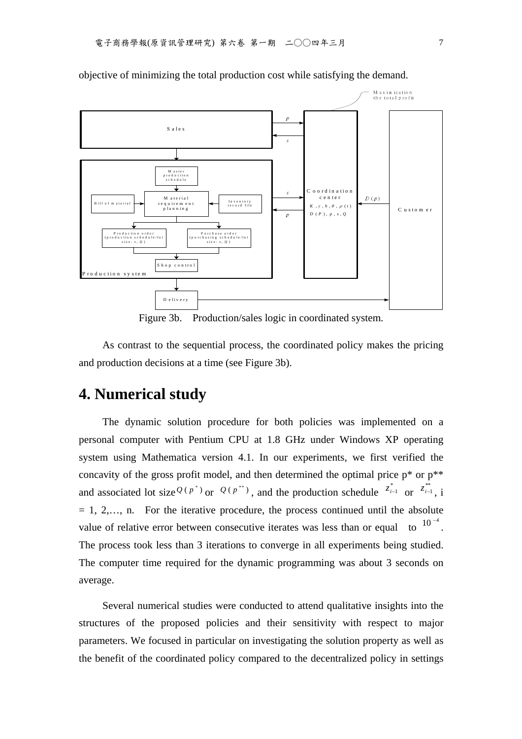objective of minimizing the total production cost while satisfying the demand.

Figure 3b. Production/sales logic in coordinated system.

As contrast to the sequential process, the coordinated policy makes the pricing and production decisions at a time (see Figure 3b).

# 4. Numerical study

The dynamic solution procedure for both policies was implemented on a personal computer with Pentium CPU at 1.8 GHz under Windows XP operating system using Mathematica version 4.1. In our experiments, we first verified the concavity of the gross profit model, and then determined the optimal price p* or p** and associated lot size $Q(p^*)$ or $Q(p^{**})$, and the production schedule $z^*_{i-1}$ or $z^{**}_{i-1}$, i = 1, 2,…, n. For the iterative procedure, the process continued until the absolute value of relative error between consecutive iterates was less than or equal to $10^{-4}$. The process took less than 3 iterations to converge in all experiments being studied. The computer time required for the dynamic programming was about 3 seconds on average.

Several numerical studies were conducted to attend qualitative insights into the structures of the proposed policies and their sensitivity with respect to major parameters. We focused in particular on investigating the solution property as well as the benefit of the coordinated policy compared to the decentralized policy in settings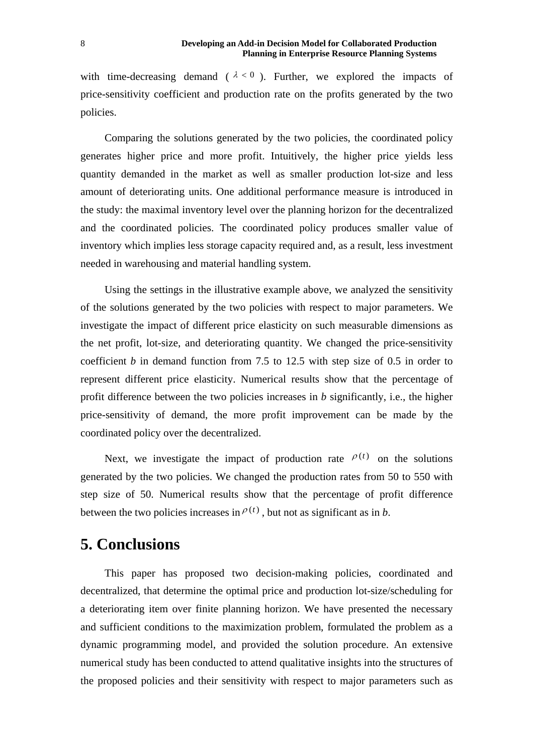with time-decreasing demand ( $\lambda < 0$ ). Further, we explored the impacts of price-sensitivity coefficient and production rate on the profits generated by the two policies.

Comparing the solutions generated by the two policies, the coordinated policy generates higher price and more profit. Intuitively, the higher price yields less quantity demanded in the market as well as smaller production lot-size and less amount of deteriorating units. One additional performance measure is introduced in the study: the maximal inventory level over the planning horizon for the decentralized and the coordinated policies. The coordinated policy produces smaller value of inventory which implies less storage capacity required and, as a result, less investment needed in warehousing and material handling system.

Using the settings in the illustrative example above, we analyzed the sensitivity of the solutions generated by the two policies with respect to major parameters. We investigate the impact of different price elasticity on such measurable dimensions as the net profit, lot-size, and deteriorating quantity. We changed the price-sensitivity coefficient $b$ in demand function from 7.5 to 12.5 with step size of 0.5 in order to represent different price elasticity. Numerical results show that the percentage of profit difference between the two policies increases in $b$ significantly, i.e., the higher price-sensitivity of demand, the more profit improvement can be made by the coordinated policy over the decentralized.

Next, we investigate the impact of production rate $\rho(t)$ on the solutions generated by the two policies. We changed the production rates from 50 to 550 with step size of 50. Numerical results show that the percentage of profit difference between the two policies increases in $\rho(t)$, but not as significant as in $b$.

# 5. Conclusions

This paper has proposed two decision-making policies, coordinated and decentralized, that determine the optimal price and production lot-size/scheduling for a deteriorating item over finite planning horizon. We have presented the necessary and sufficient conditions to the maximization problem, formulated the problem as a dynamic programming model, and provided the solution procedure. An extensive numerical study has been conducted to attend qualitative insights into the structures of the proposed policies and their sensitivity with respect to major parameters such as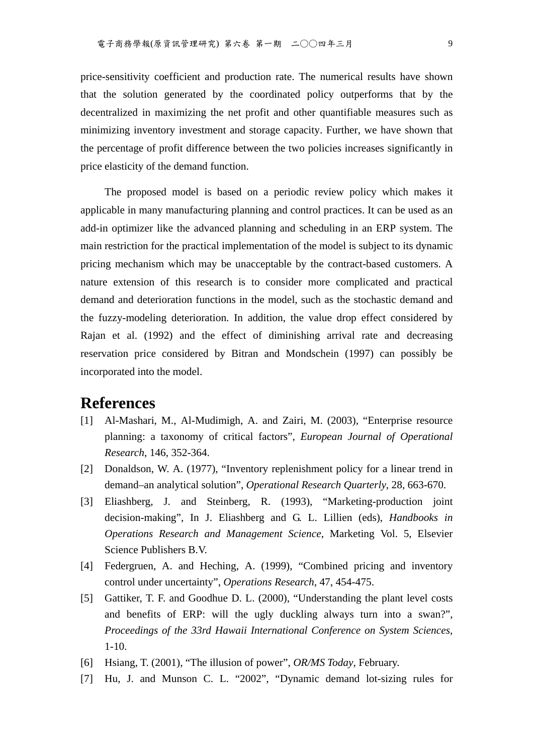price-sensitivity coefficient and production rate. The numerical results have shown that the solution generated by the coordinated policy outperforms that by the decentralized in maximizing the net profit and other quantifiable measures such as minimizing inventory investment and storage capacity. Further, we have shown that the percentage of profit difference between the two policies increases significantly in price elasticity of the demand function.

The proposed model is based on a periodic review policy which makes it applicable in many manufacturing planning and control practices. It can be used as an add-in optimizer like the advanced planning and scheduling in an ERP system. The main restriction for the practical implementation of the model is subject to its dynamic pricing mechanism which may be unacceptable by the contract-based customers. A nature extension of this research is to consider more complicated and practical demand and deterioration functions in the model, such as the stochastic demand and the fuzzy-modeling deterioration. In addition, the value drop effect considered by Rajan et al. (1992) and the effect of diminishing arrival rate and decreasing reservation price considered by Bitran and Mondschein (1997) can possibly be incorporated into the model.

# References

[1] Al-Mashari, M., Al-Mudimigh, A. and Zairi, M. (2003), "Enterprise resource planning: a taxonomy of critical factors", *European Journal of Operational Research*, 146, 352-364.

[2] Donaldson, W. A. (1977), "Inventory replenishment policy for a linear trend in demand–an analytical solution", *Operational Research Quarterly*, 28, 663-670.

[3] Eliashberg, J. and Steinberg, R. (1993), "Marketing-production joint decision-making", In J. Eliashberg and G. L. Lillien (eds), *Handbooks in Operations Research and Management Science*, Marketing Vol. 5, Elsevier Science Publishers B.V.

[4] Federgruen, A. and Heching, A. (1999), "Combined pricing and inventory control under uncertainty", *Operations Research*, 47, 454-475.

[5] Gattiker, T. F. and Goodhue D. L. (2000), "Understanding the plant level costs and benefits of ERP: will the ugly duckling always turn into a swan?", *Proceedings of the 33rd Hawaii International Conference on System Sciences*, 1-10.

[6] Hsiang, T. (2001), "The illusion of power", *OR/MS Today*, February.

[7] Hu, J. and Munson C. L. "2002", "Dynamic demand lot-sizing rules for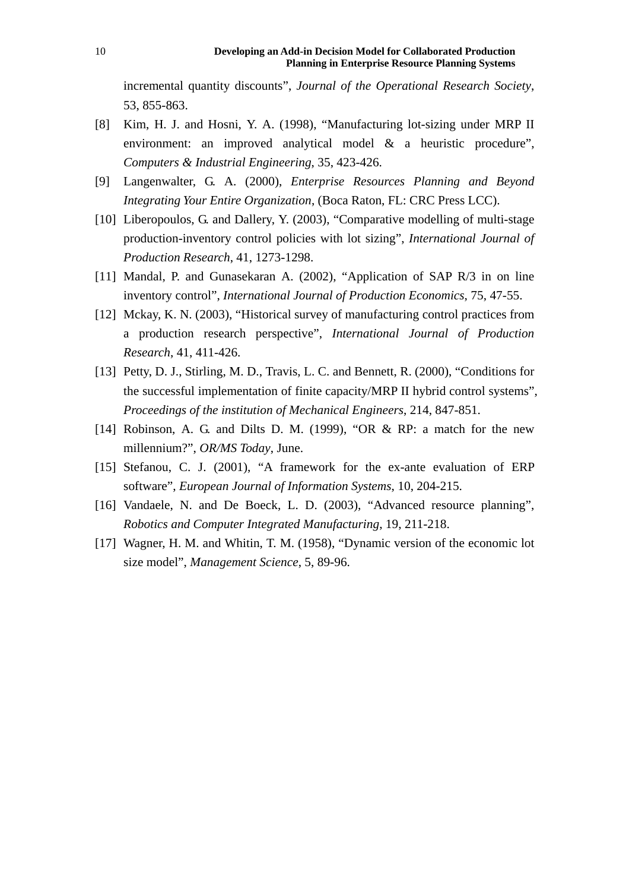incremental quantity discounts", *Journal of the Operational Research Society*, 53, 855-863.

[8] Kim, H. J. and Hosni, Y. A. (1998), "Manufacturing lot-sizing under MRP II environment: an improved analytical model & a heuristic procedure", *Computers & Industrial Engineering*, 35, 423-426.

[9] Langenwalter, G. A. (2000), *Enterprise Resources Planning and Beyond Integrating Your Entire Organization*, (Boca Raton, FL: CRC Press LCC).

[10] Liberopoulos, G. and Dallery, Y. (2003), "Comparative modelling of multi-stage production-inventory control policies with lot sizing", *International Journal of Production Research*, 41, 1273-1298.

[11] Mandal, P. and Gunasekaran A. (2002), "Application of SAP R/3 in on line inventory control", *International Journal of Production Economics*, 75, 47-55.

[12] Mckay, K. N. (2003), "Historical survey of manufacturing control practices from a production research perspective", *International Journal of Production Research*, 41, 411-426.

[13] Petty, D. J., Stirling, M. D., Travis, L. C. and Bennett, R. (2000), "Conditions for the successful implementation of finite capacity/MRP II hybrid control systems", *Proceedings of the institution of Mechanical Engineers*, 214, 847-851.

[14] Robinson, A. G. and Dilts D. M. (1999), "OR & RP: a match for the new millennium?", *OR/MS Today*, June.

[15] Stefanou, C. J. (2001), "A framework for the ex-ante evaluation of ERP software", *European Journal of Information Systems*, 10, 204-215.

[16] Vandaele, N. and De Boeck, L. D. (2003), "Advanced resource planning", *Robotics and Computer Integrated Manufacturing*, 19, 211-218.

[17] Wagner, H. M. and Whitin, T. M. (1958), "Dynamic version of the economic lot size model", *Management Science*, 5, 89-96.